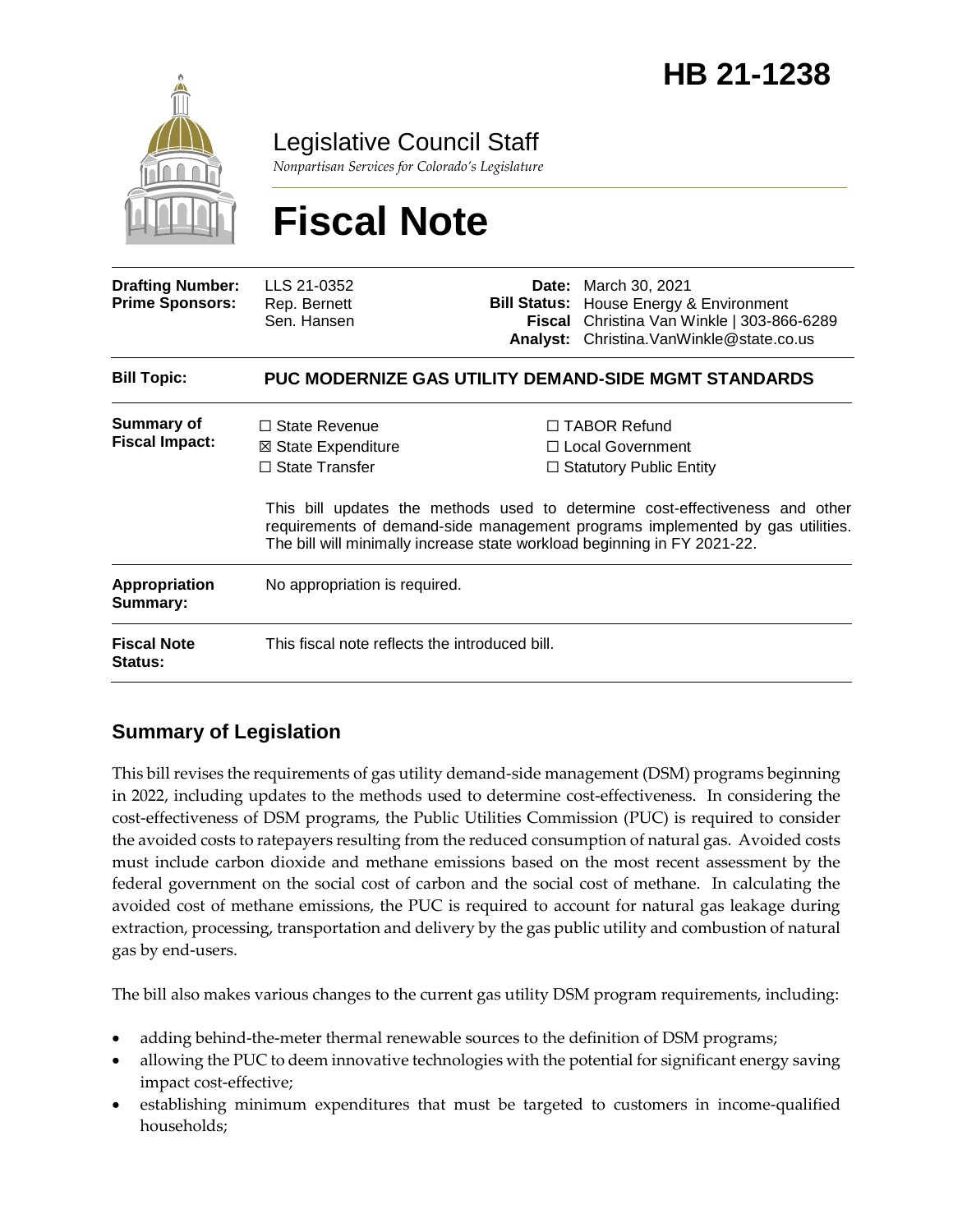# HB 21-1238

Legislative Council Staff

*Nonpartisan Services for Colorado's Legislature*

# Fiscal Note

| | | | |
|---|---|---|---|
| **Drafting Number:** | LLS 21-0352 | **Date:** | March 30, 2021 |
| **Prime Sponsors:** | Rep. Bernett<br>Sen. Hansen | **Bill Status:** | House Energy & Environment |
| | | **Fiscal Analyst:** | Christina Van Winkle \| 303-866-6289<br>Christina.VanWinkle@state.co.us |

| | |
|---|---|
| **Bill Topic:** | **PUC MODERNIZE GAS UTILITY DEMAND-SIDE MGMT STANDARDS** |

**Summary of Fiscal Impact:**

☐ State Revenue
☒ State Expenditure
☐ State Transfer
☐ TABOR Refund
☐ Local Government
☐ Statutory Public Entity

This bill updates the methods used to determine cost-effectiveness and other requirements of demand-side management programs implemented by gas utilities. The bill will minimally increase state workload beginning in FY 2021-22.

**Appropriation Summary:** No appropriation is required.

**Fiscal Note Status:** This fiscal note reflects the introduced bill.

## Summary of Legislation

This bill revises the requirements of gas utility demand-side management (DSM) programs beginning in 2022, including updates to the methods used to determine cost-effectiveness. In considering the cost-effectiveness of DSM programs, the Public Utilities Commission (PUC) is required to consider the avoided costs to ratepayers resulting from the reduced consumption of natural gas. Avoided costs must include carbon dioxide and methane emissions based on the most recent assessment by the federal government on the social cost of carbon and the social cost of methane. In calculating the avoided cost of methane emissions, the PUC is required to account for natural gas leakage during extraction, processing, transportation and delivery by the gas public utility and combustion of natural gas by end-users.

The bill also makes various changes to the current gas utility DSM program requirements, including:

- adding behind-the-meter thermal renewable sources to the definition of DSM programs;
- allowing the PUC to deem innovative technologies with the potential for significant energy saving impact cost-effective;
- establishing minimum expenditures that must be targeted to customers in income-qualified households;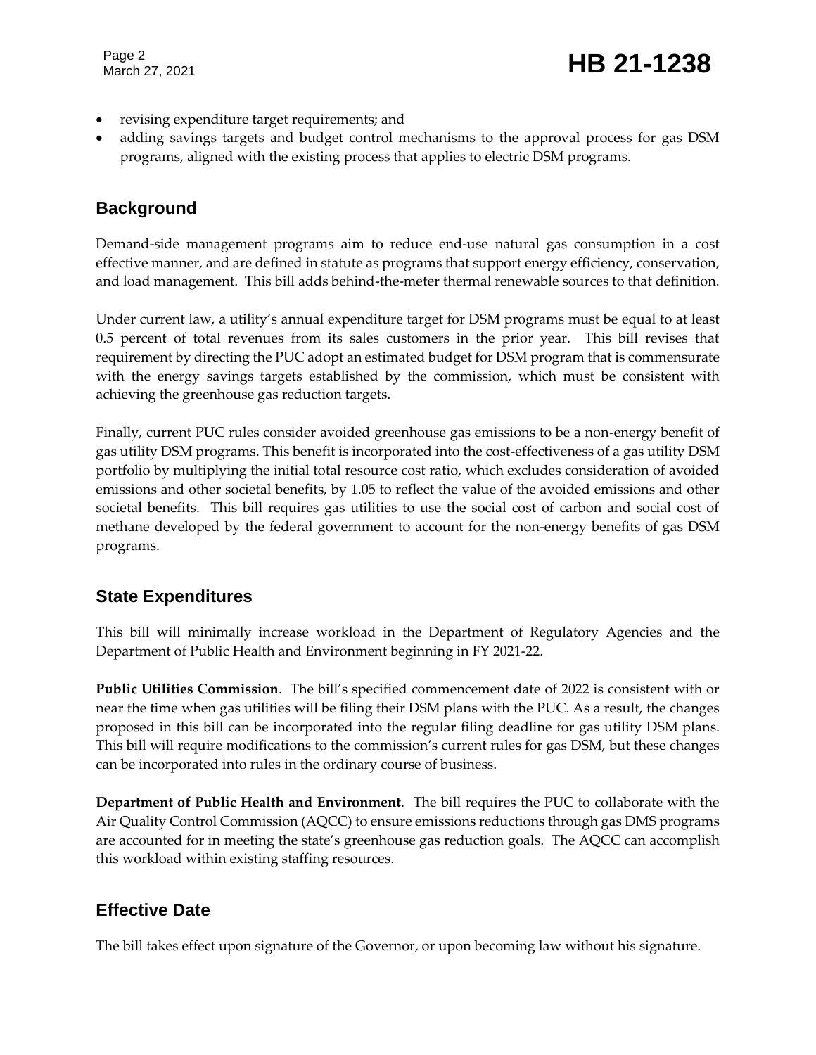- revising expenditure target requirements; and
- adding savings targets and budget control mechanisms to the approval process for gas DSM programs, aligned with the existing process that applies to electric DSM programs.

## Background

Demand-side management programs aim to reduce end-use natural gas consumption in a cost effective manner, and are defined in statute as programs that support energy efficiency, conservation, and load management. This bill adds behind-the-meter thermal renewable sources to that definition.

Under current law, a utility's annual expenditure target for DSM programs must be equal to at least 0.5 percent of total revenues from its sales customers in the prior year. This bill revises that requirement by directing the PUC adopt an estimated budget for DSM program that is commensurate with the energy savings targets established by the commission, which must be consistent with achieving the greenhouse gas reduction targets.

Finally, current PUC rules consider avoided greenhouse gas emissions to be a non-energy benefit of gas utility DSM programs. This benefit is incorporated into the cost-effectiveness of a gas utility DSM portfolio by multiplying the initial total resource cost ratio, which excludes consideration of avoided emissions and other societal benefits, by 1.05 to reflect the value of the avoided emissions and other societal benefits. This bill requires gas utilities to use the social cost of carbon and social cost of methane developed by the federal government to account for the non-energy benefits of gas DSM programs.

## State Expenditures

This bill will minimally increase workload in the Department of Regulatory Agencies and the Department of Public Health and Environment beginning in FY 2021-22.

**Public Utilities Commission**. The bill's specified commencement date of 2022 is consistent with or near the time when gas utilities will be filing their DSM plans with the PUC. As a result, the changes proposed in this bill can be incorporated into the regular filing deadline for gas utility DSM plans. This bill will require modifications to the commission's current rules for gas DSM, but these changes can be incorporated into rules in the ordinary course of business.

**Department of Public Health and Environment**. The bill requires the PUC to collaborate with the Air Quality Control Commission (AQCC) to ensure emissions reductions through gas DMS programs are accounted for in meeting the state's greenhouse gas reduction goals. The AQCC can accomplish this workload within existing staffing resources.

## Effective Date

The bill takes effect upon signature of the Governor, or upon becoming law without his signature.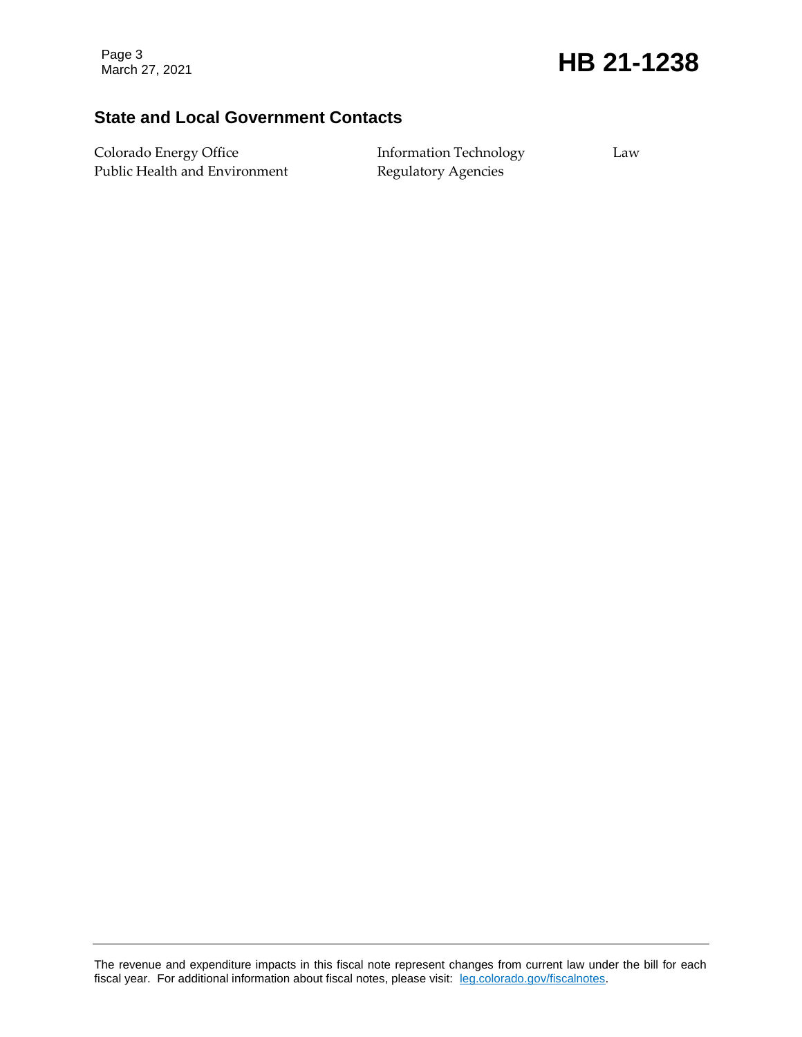## State and Local Government Contacts

| | | |
|---|---|---|
| Colorado Energy Office | Information Technology | Law |
| Public Health and Environment | Regulatory Agencies | |

The revenue and expenditure impacts in this fiscal note represent changes from current law under the bill for each fiscal year. For additional information about fiscal notes, please visit: leg.colorado.gov/fiscalnotes.